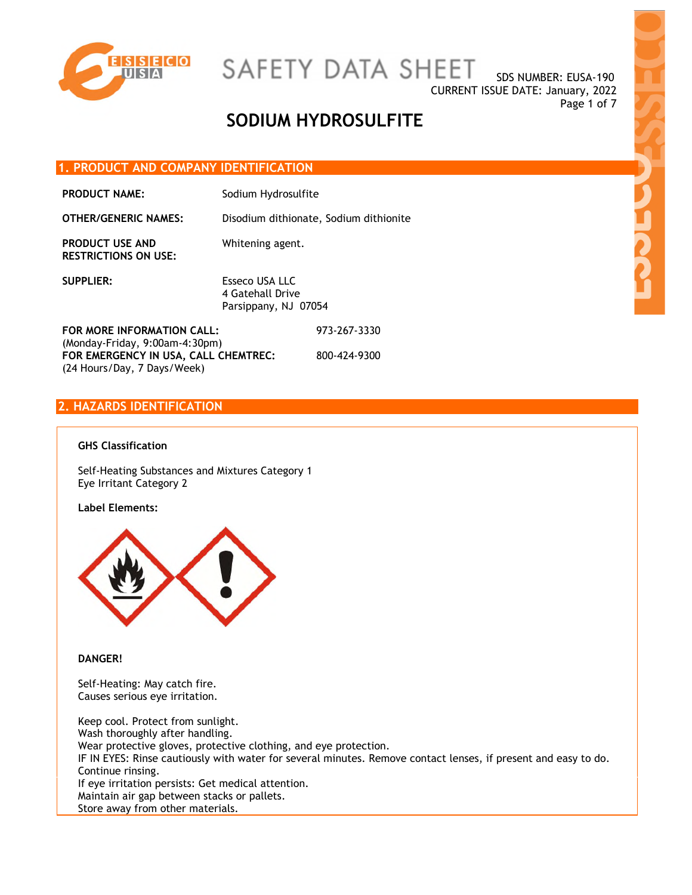# SAFETY DATA SHEET

SDS NUMBER: EUSA-190
CURRENT ISSUE DATE: January, 2022

# SODIUM HYDROSULFITE

## 1. PRODUCT AND COMPANY IDENTIFICATION

**PRODUCT NAME:** Sodium Hydrosulfite

**OTHER/GENERIC NAMES:** Disodium dithionate, Sodium dithionite

**PRODUCT USE AND RESTRICTIONS ON USE:** Whitening agent.

**SUPPLIER:** Esseco USA LLC
4 Gatehall Drive
Parsippany, NJ 07054

**FOR MORE INFORMATION CALL:** 973-267-3330
(Monday-Friday, 9:00am-4:30pm)

**FOR EMERGENCY IN USA, CALL CHEMTREC:** 800-424-9300
(24 Hours/Day, 7 Days/Week)

## 2. HAZARDS IDENTIFICATION

**GHS Classification**

Self-Heating Substances and Mixtures Category 1
Eye Irritant Category 2

**Label Elements:**

**DANGER!**

Self-Heating: May catch fire.
Causes serious eye irritation.

Keep cool. Protect from sunlight.
Wash thoroughly after handling.
Wear protective gloves, protective clothing, and eye protection.
IF IN EYES: Rinse cautiously with water for several minutes. Remove contact lenses, if present and easy to do. Continue rinsing.
If eye irritation persists: Get medical attention.
Maintain air gap between stacks or pallets.
Store away from other materials.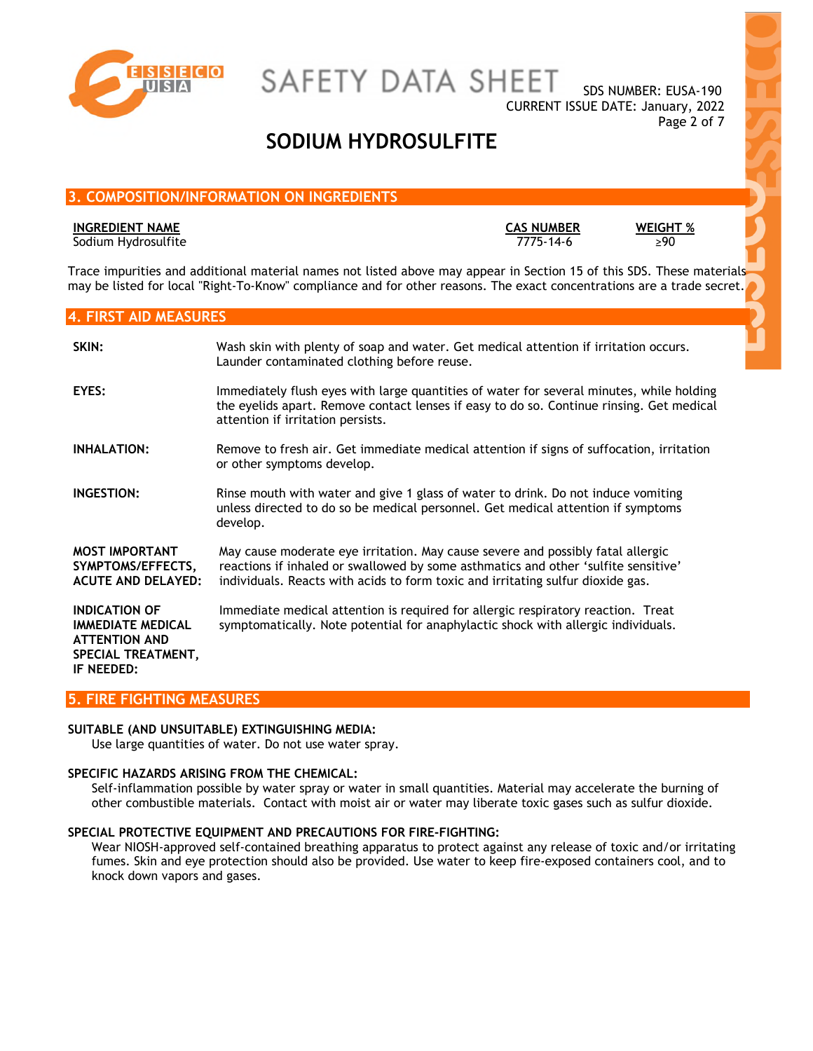## 3. COMPOSITION/INFORMATION ON INGREDIENTS

| INGREDIENT NAME | CAS NUMBER | WEIGHT % |
|---|---|---|
| Sodium Hydrosulfite | 7775-14-6 | ≥90 |

Trace impurities and additional material names not listed above may appear in Section 15 of this SDS. These materials may be listed for local "Right-To-Know" compliance and for other reasons. The exact concentrations are a trade secret.

## 4. FIRST AID MEASURES

**SKIN:** Wash skin with plenty of soap and water. Get medical attention if irritation occurs. Launder contaminated clothing before reuse.

**EYES:** Immediately flush eyes with large quantities of water for several minutes, while holding the eyelids apart. Remove contact lenses if easy to do so. Continue rinsing. Get medical attention if irritation persists.

**INHALATION:** Remove to fresh air. Get immediate medical attention if signs of suffocation, irritation or other symptoms develop.

**INGESTION:** Rinse mouth with water and give 1 glass of water to drink. Do not induce vomiting unless directed to do so be medical personnel. Get medical attention if symptoms develop.

**MOST IMPORTANT SYMPTOMS/EFFECTS, ACUTE AND DELAYED:** May cause moderate eye irritation. May cause severe and possibly fatal allergic reactions if inhaled or swallowed by some asthmatics and other 'sulfite sensitive' individuals. Reacts with acids to form toxic and irritating sulfur dioxide gas.

**INDICATION OF IMMEDIATE MEDICAL ATTENTION AND SPECIAL TREATMENT, IF NEEDED:** Immediate medical attention is required for allergic respiratory reaction. Treat symptomatically. Note potential for anaphylactic shock with allergic individuals.

## 5. FIRE FIGHTING MEASURES

**SUITABLE (AND UNSUITABLE) EXTINGUISHING MEDIA:**
Use large quantities of water. Do not use water spray.

**SPECIFIC HAZARDS ARISING FROM THE CHEMICAL:**
Self-inflammation possible by water spray or water in small quantities. Material may accelerate the burning of other combustible materials. Contact with moist air or water may liberate toxic gases such as sulfur dioxide.

**SPECIAL PROTECTIVE EQUIPMENT AND PRECAUTIONS FOR FIRE-FIGHTING:**
Wear NIOSH-approved self-contained breathing apparatus to protect against any release of toxic and/or irritating fumes. Skin and eye protection should also be provided. Use water to keep fire-exposed containers cool, and to knock down vapors and gases.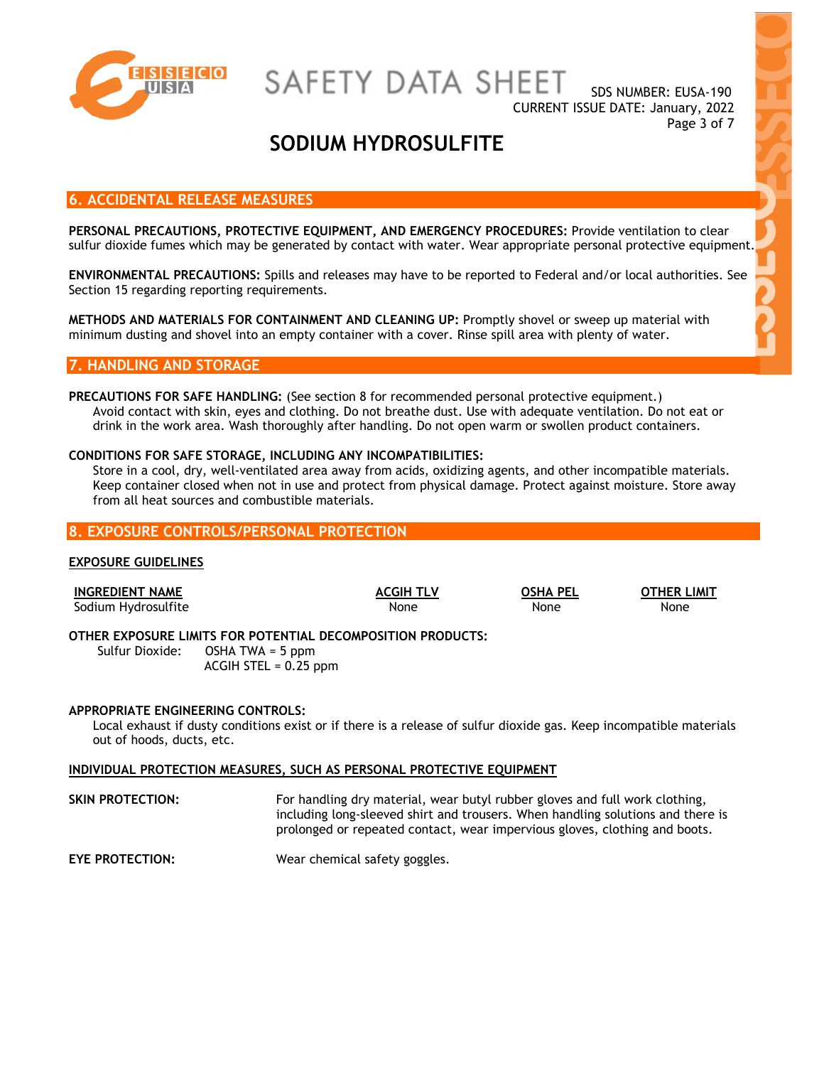# SODIUM HYDROSULFITE

## 6. ACCIDENTAL RELEASE MEASURES

**PERSONAL PRECAUTIONS, PROTECTIVE EQUIPMENT, AND EMERGENCY PROCEDURES:** Provide ventilation to clear sulfur dioxide fumes which may be generated by contact with water. Wear appropriate personal protective equipment.

**ENVIRONMENTAL PRECAUTIONS:** Spills and releases may have to be reported to Federal and/or local authorities. See Section 15 regarding reporting requirements.

**METHODS AND MATERIALS FOR CONTAINMENT AND CLEANING UP:** Promptly shovel or sweep up material with minimum dusting and shovel into an empty container with a cover. Rinse spill area with plenty of water.

## 7. HANDLING AND STORAGE

**PRECAUTIONS FOR SAFE HANDLING:** (See section 8 for recommended personal protective equipment.)
Avoid contact with skin, eyes and clothing. Do not breathe dust. Use with adequate ventilation. Do not eat or drink in the work area. Wash thoroughly after handling. Do not open warm or swollen product containers.

**CONDITIONS FOR SAFE STORAGE, INCLUDING ANY INCOMPATIBILITIES:**
Store in a cool, dry, well-ventilated area away from acids, oxidizing agents, and other incompatible materials. Keep container closed when not in use and protect from physical damage. Protect against moisture. Store away from all heat sources and combustible materials.

## 8. EXPOSURE CONTROLS/PERSONAL PROTECTION

**EXPOSURE GUIDELINES**

| INGREDIENT NAME | ACGIH TLV | OSHA PEL | OTHER LIMIT |
|---|---|---|---|
| Sodium Hydrosulfite | None | None | None |

**OTHER EXPOSURE LIMITS FOR POTENTIAL DECOMPOSITION PRODUCTS:**
Sulfur Dioxide: OSHA TWA = 5 ppm
ACGIH STEL = 0.25 ppm

**APPROPRIATE ENGINEERING CONTROLS:**
Local exhaust if dusty conditions exist or if there is a release of sulfur dioxide gas. Keep incompatible materials out of hoods, ducts, etc.

**INDIVIDUAL PROTECTION MEASURES, SUCH AS PERSONAL PROTECTIVE EQUIPMENT**

**SKIN PROTECTION:** For handling dry material, wear butyl rubber gloves and full work clothing, including long-sleeved shirt and trousers. When handling solutions and there is prolonged or repeated contact, wear impervious gloves, clothing and boots.

**EYE PROTECTION:** Wear chemical safety goggles.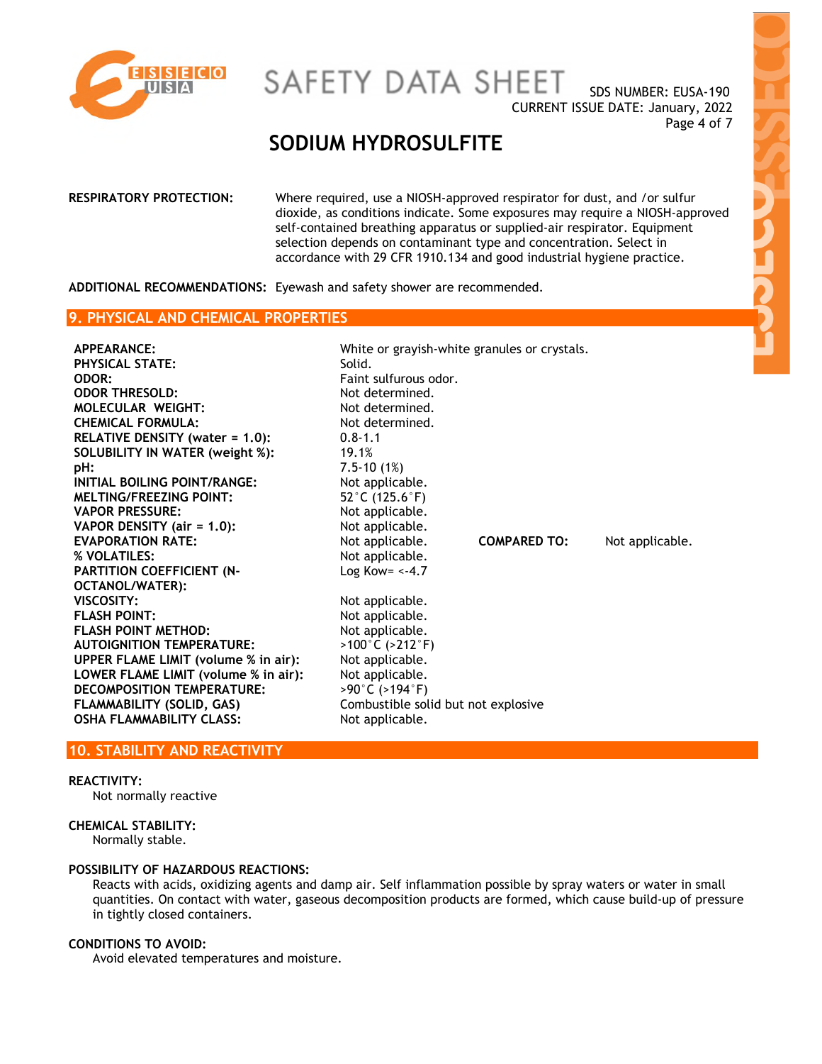**RESPIRATORY PROTECTION:** Where required, use a NIOSH-approved respirator for dust, and /or sulfur dioxide, as conditions indicate. Some exposures may require a NIOSH-approved self-contained breathing apparatus or supplied-air respirator. Equipment selection depends on contaminant type and concentration. Select in accordance with 29 CFR 1910.134 and good industrial hygiene practice.

**ADDITIONAL RECOMMENDATIONS:** Eyewash and safety shower are recommended.

## 9. PHYSICAL AND CHEMICAL PROPERTIES

| | | | |
|---|---|---|---|
| **APPEARANCE:** | White or grayish-white granules or crystals. | | |
| **PHYSICAL STATE:** | Solid. | | |
| **ODOR:** | Faint sulfurous odor. | | |
| **ODOR THRESOLD:** | Not determined. | | |
| **MOLECULAR WEIGHT:** | Not determined. | | |
| **CHEMICAL FORMULA:** | Not determined. | | |
| **RELATIVE DENSITY (water = 1.0):** | 0.8-1.1 | | |
| **SOLUBILITY IN WATER (weight %):** | 19.1% | | |
| **pH:** | 7.5-10 (1%) | | |
| **INITIAL BOILING POINT/RANGE:** | Not applicable. | | |
| **MELTING/FREEZING POINT:** | 52°C (125.6°F) | | |
| **VAPOR PRESSURE:** | Not applicable. | | |
| **VAPOR DENSITY (air = 1.0):** | Not applicable. | | |
| **EVAPORATION RATE:** | Not applicable. | **COMPARED TO:** | Not applicable. |
| **% VOLATILES:** | Not applicable. | | |
| **PARTITION COEFFICIENT (N-OCTANOL/WATER):** | Log Kow= <-4.7 | | |
| **VISCOSITY:** | Not applicable. | | |
| **FLASH POINT:** | Not applicable. | | |
| **FLASH POINT METHOD:** | Not applicable. | | |
| **AUTOIGNITION TEMPERATURE:** | >100°C (>212°F) | | |
| **UPPER FLAME LIMIT (volume % in air):** | Not applicable. | | |
| **LOWER FLAME LIMIT (volume % in air):** | Not applicable. | | |
| **DECOMPOSITION TEMPERATURE:** | >90°C (>194°F) | | |
| **FLAMMABILITY (SOLID, GAS)** | Combustible solid but not explosive | | |
| **OSHA FLAMMABILITY CLASS:** | Not applicable. | | |

## 10. STABILITY AND REACTIVITY

**REACTIVITY:**

Not normally reactive

**CHEMICAL STABILITY:**

Normally stable.

**POSSIBILITY OF HAZARDOUS REACTIONS:**

Reacts with acids, oxidizing agents and damp air. Self inflammation possible by spray waters or water in small quantities. On contact with water, gaseous decomposition products are formed, which cause build-up of pressure in tightly closed containers.

**CONDITIONS TO AVOID:**

Avoid elevated temperatures and moisture.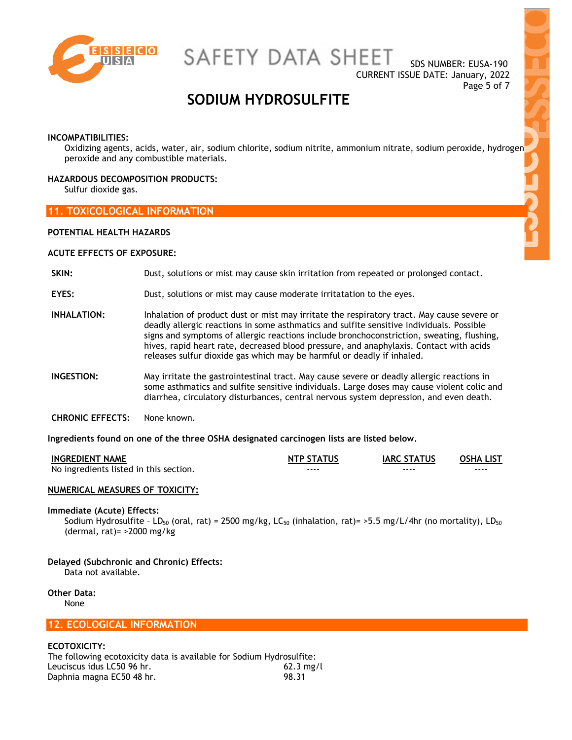**INCOMPATIBILITIES:**

Oxidizing agents, acids, water, air, sodium chlorite, sodium nitrite, ammonium nitrate, sodium peroxide, hydrogen peroxide and any combustible materials.

**HAZARDOUS DECOMPOSITION PRODUCTS:**

Sulfur dioxide gas.

## 11. TOXICOLOGICAL INFORMATION

**POTENTIAL HEALTH HAZARDS**

**ACUTE EFFECTS OF EXPOSURE:**

**SKIN:** Dust, solutions or mist may cause skin irritation from repeated or prolonged contact.

**EYES:** Dust, solutions or mist may cause moderate irritatation to the eyes.

**INHALATION:** Inhalation of product dust or mist may irritate the respiratory tract. May cause severe or deadly allergic reactions in some asthmatics and sulfite sensitive individuals. Possible signs and symptoms of allergic reactions include bronchoconstriction, sweating, flushing, hives, rapid heart rate, decreased blood pressure, and anaphylaxis. Contact with acids releases sulfur dioxide gas which may be harmful or deadly if inhaled.

**INGESTION:** May irritate the gastrointestinal tract. May cause severe or deadly allergic reactions in some asthmatics and sulfite sensitive individuals. Large doses may cause violent colic and diarrhea, circulatory disturbances, central nervous system depression, and even death.

**CHRONIC EFFECTS:** None known.

**Ingredients found on one of the three OSHA designated carcinogen lists are listed below.**

| INGREDIENT NAME | NTP STATUS | IARC STATUS | OSHA LIST |
|---|---|---|---|
| No ingredients listed in this section. | ---- | ---- | ---- |

**NUMERICAL MEASURES OF TOXICITY:**

**Immediate (Acute) Effects:**

Sodium Hydrosulfite – $LD_{50}$ (oral, rat) = 2500 mg/kg, $LC_{50}$ (inhalation, rat)= >5.5 mg/L/4hr (no mortality), $LD_{50}$ (dermal, rat)= >2000 mg/kg

**Delayed (Subchronic and Chronic) Effects:**

Data not available.

**Other Data:**

None

## 12. ECOLOGICAL INFORMATION

**ECOTOXICITY:**

The following ecotoxicity data is available for Sodium Hydrosulfite:

| | |
|---|---|
| Leuciscus idus LC50 96 hr. | 62.3 mg/l |
| Daphnia magna EC50 48 hr. | 98.31 |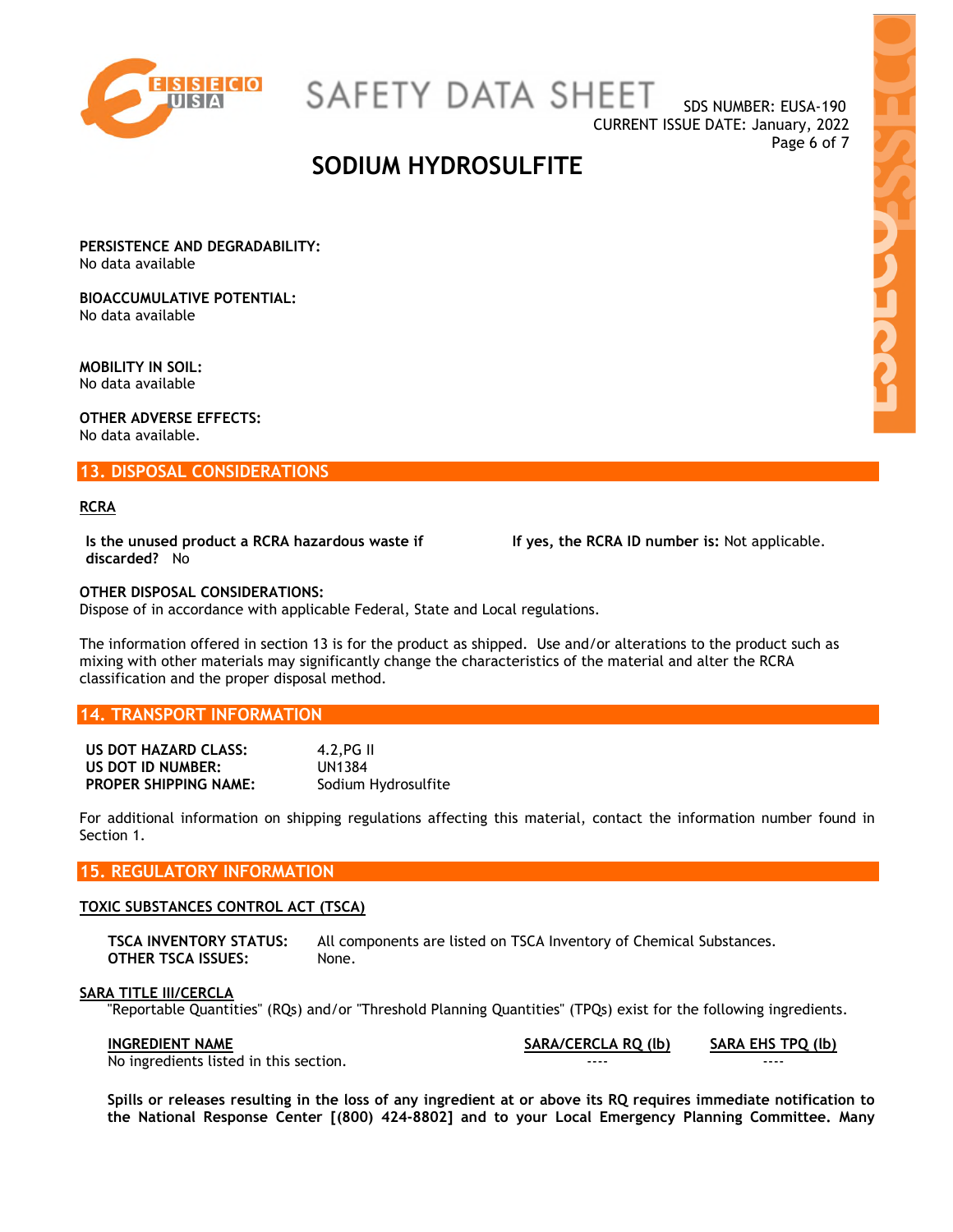**PERSISTENCE AND DEGRADABILITY:**
No data available

**BIOACCUMULATIVE POTENTIAL:**
No data available

**MOBILITY IN SOIL:**
No data available

**OTHER ADVERSE EFFECTS:**
No data available.

## 13. DISPOSAL CONSIDERATIONS

**RCRA**

**Is the unused product a RCRA hazardous waste if discarded?** No

**If yes, the RCRA ID number is:** Not applicable.

**OTHER DISPOSAL CONSIDERATIONS:**
Dispose of in accordance with applicable Federal, State and Local regulations.

The information offered in section 13 is for the product as shipped. Use and/or alterations to the product such as mixing with other materials may significantly change the characteristics of the material and alter the RCRA classification and the proper disposal method.

## 14. TRANSPORT INFORMATION

| | |
|---|---|
| **US DOT HAZARD CLASS:** | 4.2,PG II |
| **US DOT ID NUMBER:** | UN1384 |
| **PROPER SHIPPING NAME:** | Sodium Hydrosulfite |

For additional information on shipping regulations affecting this material, contact the information number found in Section 1.

## 15. REGULATORY INFORMATION

**TOXIC SUBSTANCES CONTROL ACT (TSCA)**

| | |
|---|---|
| **TSCA INVENTORY STATUS:** | All components are listed on TSCA Inventory of Chemical Substances. |
| **OTHER TSCA ISSUES:** | None. |

**SARA TITLE III/CERCLA**

"Reportable Quantities" (RQs) and/or "Threshold Planning Quantities" (TPQs) exist for the following ingredients.

| INGREDIENT NAME | SARA/CERCLA RQ (lb) | SARA EHS TPQ (lb) |
|---|---|---|
| No ingredients listed in this section. | ---- | ---- |

**Spills or releases resulting in the loss of any ingredient at or above its RQ requires immediate notification to the National Response Center [(800) 424-8802] and to your Local Emergency Planning Committee. Many**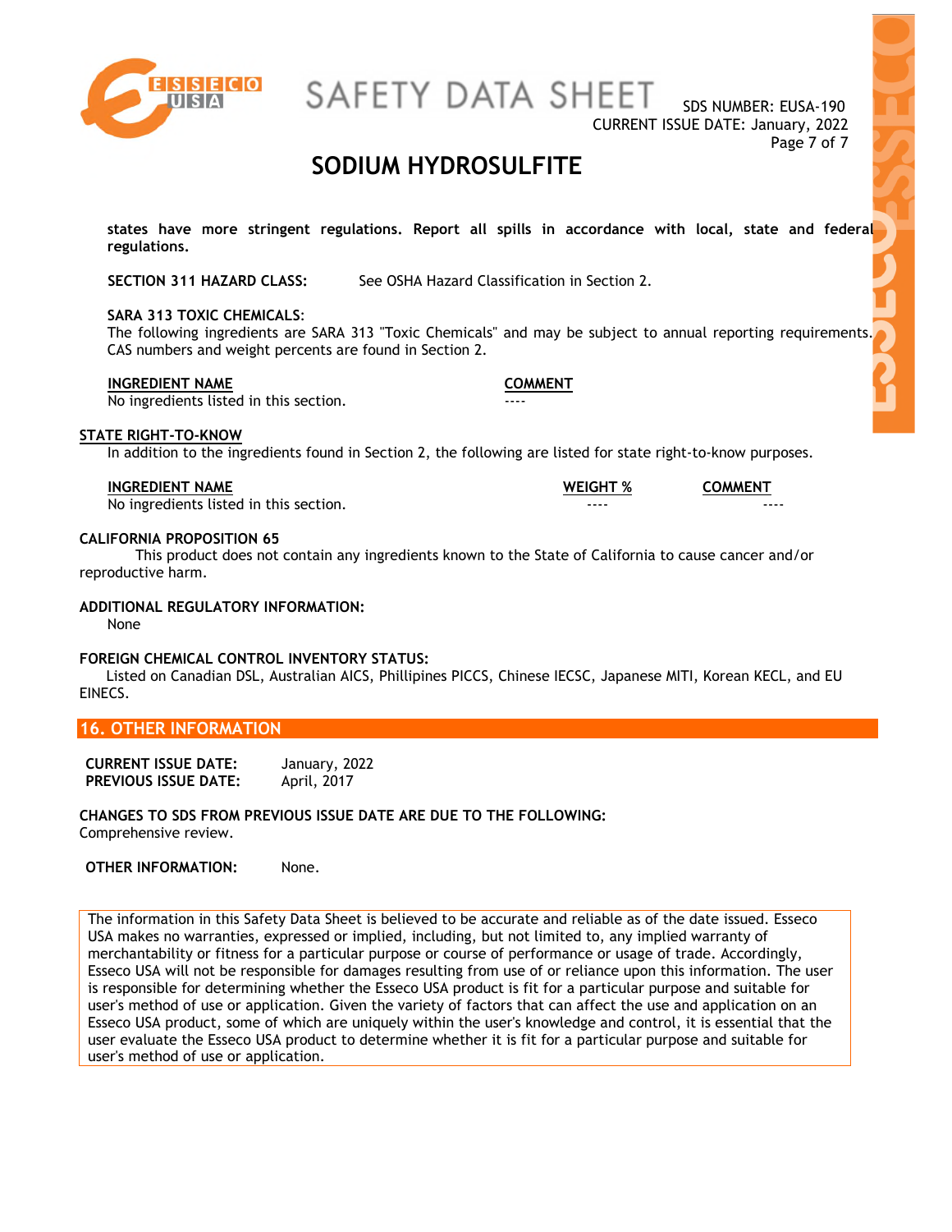**states have more stringent regulations. Report all spills in accordance with local, state and federal regulations.**

**SECTION 311 HAZARD CLASS:** See OSHA Hazard Classification in Section 2.

**SARA 313 TOXIC CHEMICALS**:
The following ingredients are SARA 313 "Toxic Chemicals" and may be subject to annual reporting requirements. CAS numbers and weight percents are found in Section 2.

| INGREDIENT NAME | COMMENT |
|---|---|
| No ingredients listed in this section. | ---- |

**STATE RIGHT-TO-KNOW**
In addition to the ingredients found in Section 2, the following are listed for state right-to-know purposes.

| INGREDIENT NAME | WEIGHT % | COMMENT |
|---|---|---|
| No ingredients listed in this section. | ---- | ---- |

**CALIFORNIA PROPOSITION 65**
This product does not contain any ingredients known to the State of California to cause cancer and/or reproductive harm.

**ADDITIONAL REGULATORY INFORMATION:**
None

**FOREIGN CHEMICAL CONTROL INVENTORY STATUS:**
Listed on Canadian DSL, Australian AICS, Phillipines PICCS, Chinese IECSC, Japanese MITI, Korean KECL, and EU EINECS.

## 16. OTHER INFORMATION

**CURRENT ISSUE DATE:** January, 2022
**PREVIOUS ISSUE DATE:** April, 2017

**CHANGES TO SDS FROM PREVIOUS ISSUE DATE ARE DUE TO THE FOLLOWING:**
Comprehensive review.

**OTHER INFORMATION:** None.

The information in this Safety Data Sheet is believed to be accurate and reliable as of the date issued. Esseco USA makes no warranties, expressed or implied, including, but not limited to, any implied warranty of merchantability or fitness for a particular purpose or course of performance or usage of trade. Accordingly, Esseco USA will not be responsible for damages resulting from use of or reliance upon this information. The user is responsible for determining whether the Esseco USA product is fit for a particular purpose and suitable for user's method of use or application. Given the variety of factors that can affect the use and application on an Esseco USA product, some of which are uniquely within the user's knowledge and control, it is essential that the user evaluate the Esseco USA product to determine whether it is fit for a particular purpose and suitable for user's method of use or application.